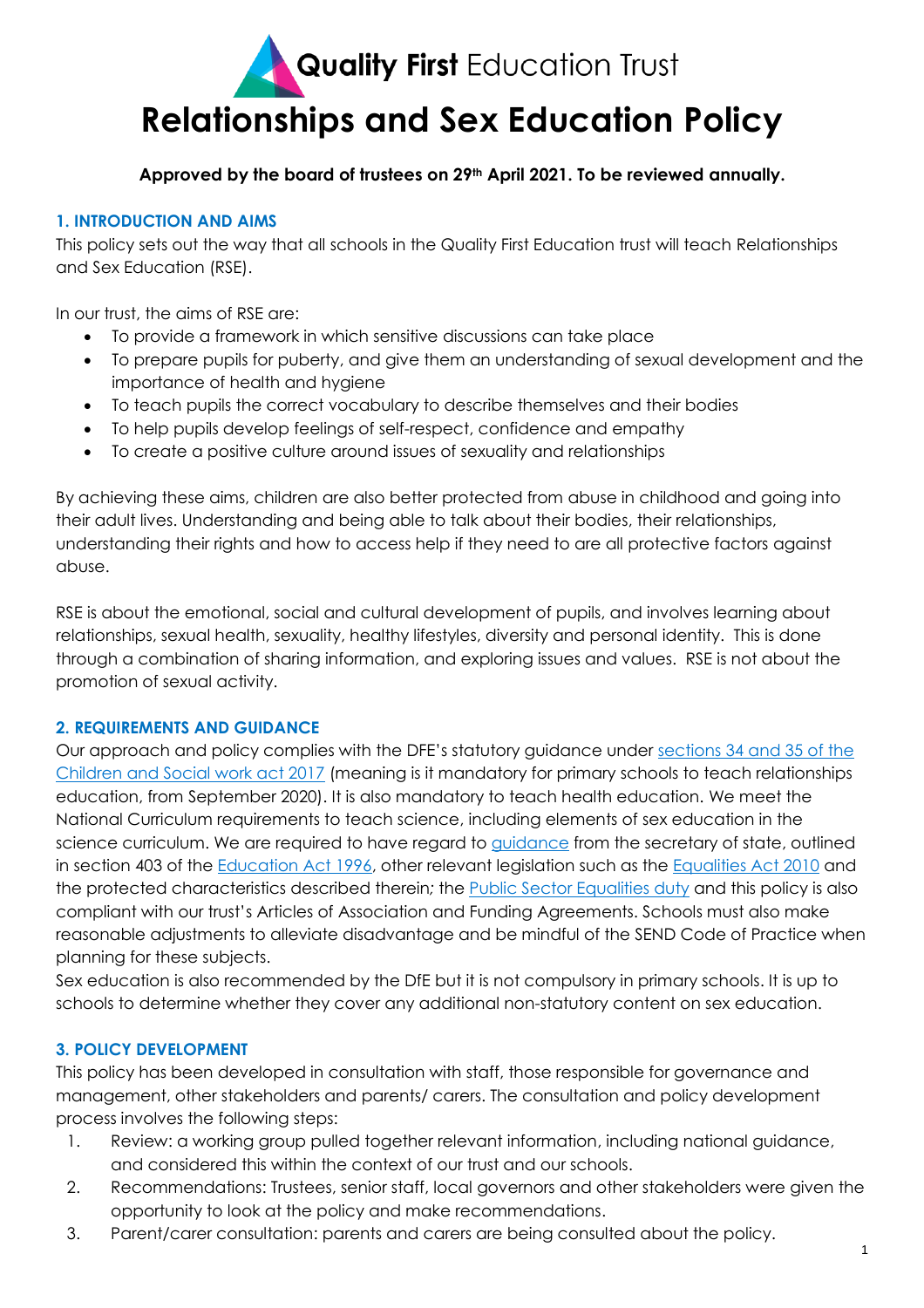Quality First Education Trust

# Relationships and Sex Education Policy

**Approved by the board of trustees on 29th April 2021. To be reviewed annually.**

## 1. INTRODUCTION AND AIMS

This policy sets out the way that all schools in the Quality First Education trust will teach Relationships and Sex Education (RSE).

In our trust, the aims of RSE are:

- To provide a framework in which sensitive discussions can take place
- To prepare pupils for puberty, and give them an understanding of sexual development and the importance of health and hygiene
- To teach pupils the correct vocabulary to describe themselves and their bodies
- To help pupils develop feelings of self-respect, confidence and empathy
- To create a positive culture around issues of sexuality and relationships

By achieving these aims, children are also better protected from abuse in childhood and going into their adult lives. Understanding and being able to talk about their bodies, their relationships, understanding their rights and how to access help if they need to are all protective factors against abuse.

RSE is about the emotional, social and cultural development of pupils, and involves learning about relationships, sexual health, sexuality, healthy lifestyles, diversity and personal identity. This is done through a combination of sharing information, and exploring issues and values. RSE is not about the promotion of sexual activity.

## 2. REQUIREMENTS AND GUIDANCE

Our approach and policy complies with the DFE's statutory guidance under sections 34 and 35 of the Children and Social work act 2017 (meaning is it mandatory for primary schools to teach relationships education, from September 2020). It is also mandatory to teach health education. We meet the National Curriculum requirements to teach science, including elements of sex education in the science curriculum. We are required to have regard to guidance from the secretary of state, outlined in section 403 of the Education Act 1996, other relevant legislation such as the Equalities Act 2010 and the protected characteristics described therein*;* the Public Sector Equalities duty and this policy is also compliant with our trust's Articles of Association and Funding Agreements. Schools must also make reasonable adjustments to alleviate disadvantage and be mindful of the SEND Code of Practice when planning for these subjects.

Sex education is also recommended by the DfE but it is not compulsory in primary schools. It is up to schools to determine whether they cover any additional non-statutory content on sex education.

## 3. POLICY DEVELOPMENT

This policy has been developed in consultation with staff, those responsible for governance and management, other stakeholders and parents/ carers. The consultation and policy development process involves the following steps:

1. Review: a working group pulled together relevant information, including national guidance, and considered this within the context of our trust and our schools.
2. Recommendations: Trustees, senior staff, local governors and other stakeholders were given the opportunity to look at the policy and make recommendations.
3. Parent/carer consultation: parents and carers are being consulted about the policy.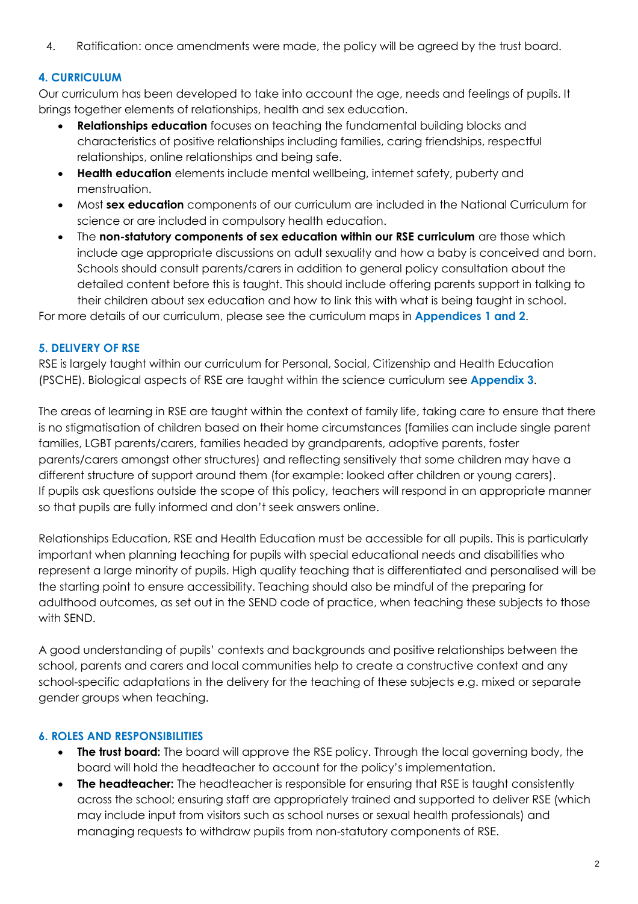4. Ratification: once amendments were made, the policy will be agreed by the trust board.

## 4. CURRICULUM

Our curriculum has been developed to take into account the age, needs and feelings of pupils. It brings together elements of relationships, health and sex education.

- **Relationships education** focuses on teaching the fundamental building blocks and characteristics of positive relationships including families, caring friendships, respectful relationships, online relationships and being safe.
- **Health education** elements include mental wellbeing, internet safety, puberty and menstruation.
- Most **sex education** components of our curriculum are included in the National Curriculum for science or are included in compulsory health education.
- The **non-statutory components of sex education within our RSE curriculum** are those which include age appropriate discussions on adult sexuality and how a baby is conceived and born. Schools should consult parents/carers in addition to general policy consultation about the detailed content before this is taught. This should include offering parents support in talking to their children about sex education and how to link this with what is being taught in school.

For more details of our curriculum, please see the curriculum maps in **Appendices 1 and 2**.

## 5. DELIVERY OF RSE

RSE is largely taught within our curriculum for Personal, Social, Citizenship and Health Education (PSCHE). Biological aspects of RSE are taught within the science curriculum see **Appendix 3**.

The areas of learning in RSE are taught within the context of family life, taking care to ensure that there is no stigmatisation of children based on their home circumstances (families can include single parent families, LGBT parents/carers, families headed by grandparents, adoptive parents, foster parents/carers amongst other structures) and reflecting sensitively that some children may have a different structure of support around them (for example: looked after children or young carers). If pupils ask questions outside the scope of this policy, teachers will respond in an appropriate manner so that pupils are fully informed and don't seek answers online.

Relationships Education, RSE and Health Education must be accessible for all pupils. This is particularly important when planning teaching for pupils with special educational needs and disabilities who represent a large minority of pupils. High quality teaching that is differentiated and personalised will be the starting point to ensure accessibility. Teaching should also be mindful of the preparing for adulthood outcomes, as set out in the SEND code of practice, when teaching these subjects to those with SEND.

A good understanding of pupils' contexts and backgrounds and positive relationships between the school, parents and carers and local communities help to create a constructive context and any school-specific adaptations in the delivery for the teaching of these subjects e.g. mixed or separate gender groups when teaching.

## 6. ROLES AND RESPONSIBILITIES

- **The trust board:** The board will approve the RSE policy. Through the local governing body, the board will hold the headteacher to account for the policy's implementation.
- **The headteacher:** The headteacher is responsible for ensuring that RSE is taught consistently across the school; ensuring staff are appropriately trained and supported to deliver RSE (which may include input from visitors such as school nurses or sexual health professionals) and managing requests to withdraw pupils from non-statutory components of RSE.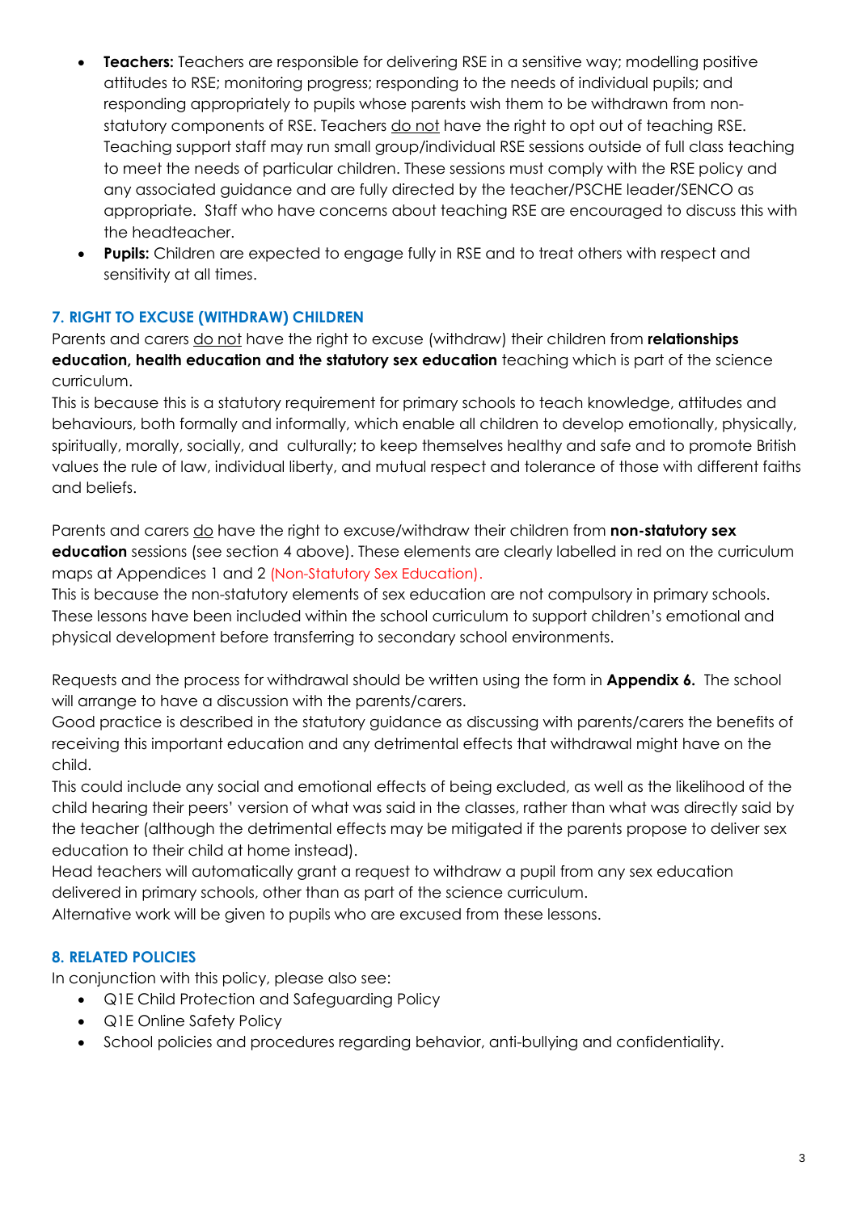- **Teachers:** Teachers are responsible for delivering RSE in a sensitive way; modelling positive attitudes to RSE; monitoring progress; responding to the needs of individual pupils; and responding appropriately to pupils whose parents wish them to be withdrawn from non-statutory components of RSE. Teachers do not have the right to opt out of teaching RSE. Teaching support staff may run small group/individual RSE sessions outside of full class teaching to meet the needs of particular children. These sessions must comply with the RSE policy and any associated guidance and are fully directed by the teacher/PSCHE leader/SENCO as appropriate. Staff who have concerns about teaching RSE are encouraged to discuss this with the headteacher.
- **Pupils:** Children are expected to engage fully in RSE and to treat others with respect and sensitivity at all times.

## 7. RIGHT TO EXCUSE (WITHDRAW) CHILDREN

Parents and carers do not have the right to excuse (withdraw) their children from **relationships education, health education and the statutory sex education** teaching which is part of the science curriculum.

This is because this is a statutory requirement for primary schools to teach knowledge, attitudes and behaviours, both formally and informally, which enable all children to develop emotionally, physically, spiritually, morally, socially, and culturally; to keep themselves healthy and safe and to promote British values the rule of law, individual liberty, and mutual respect and tolerance of those with different faiths and beliefs.

Parents and carers do have the right to excuse/withdraw their children from **non-statutory sex education** sessions (see section 4 above). These elements are clearly labelled in red on the curriculum maps at Appendices 1 and 2 (Non-Statutory Sex Education).

This is because the non-statutory elements of sex education are not compulsory in primary schools. These lessons have been included within the school curriculum to support children's emotional and physical development before transferring to secondary school environments.

Requests and the process for withdrawal should be written using the form in **Appendix 6.** The school will arrange to have a discussion with the parents/carers.

Good practice is described in the statutory guidance as discussing with parents/carers the benefits of receiving this important education and any detrimental effects that withdrawal might have on the child.

This could include any social and emotional effects of being excluded, as well as the likelihood of the child hearing their peers' version of what was said in the classes, rather than what was directly said by the teacher (although the detrimental effects may be mitigated if the parents propose to deliver sex education to their child at home instead).

Head teachers will automatically grant a request to withdraw a pupil from any sex education delivered in primary schools, other than as part of the science curriculum.

Alternative work will be given to pupils who are excused from these lessons.

## 8. RELATED POLICIES

In conjunction with this policy, please also see:

- Q1E Child Protection and Safeguarding Policy
- Q1E Online Safety Policy
- School policies and procedures regarding behavior, anti-bullying and confidentiality.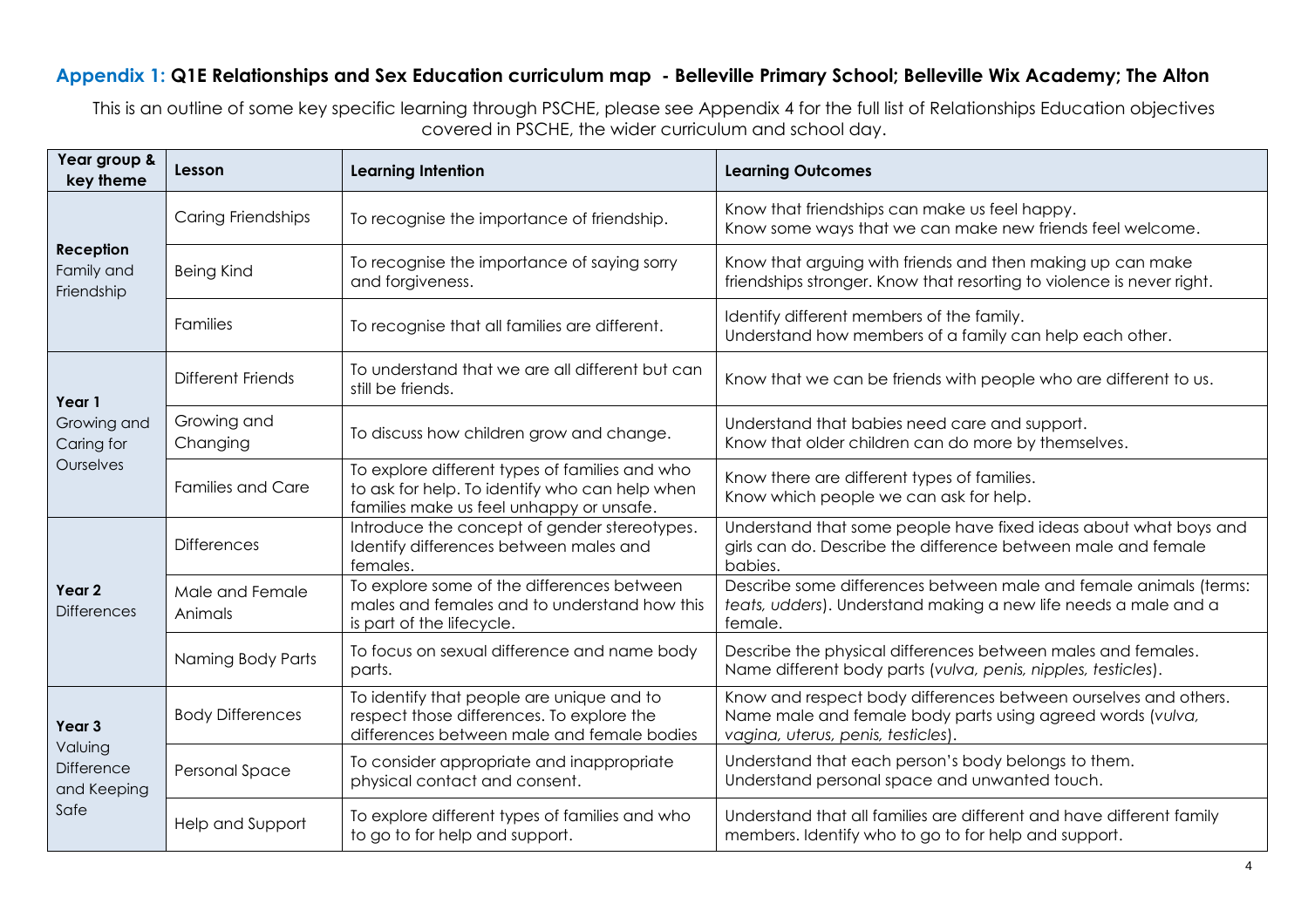## Appendix 1: **Q1E Relationships and Sex Education curriculum map - Belleville Primary School; Belleville Wix Academy; The Alton**

This is an outline of some key specific learning through PSCHE, please see Appendix 4 for the full list of Relationships Education objectives covered in PSCHE, the wider curriculum and school day.

| Year group & key theme | Lesson | Learning Intention | Learning Outcomes |
|---|---|---|---|
| **Reception** Family and Friendship | Caring Friendships | To recognise the importance of friendship. | Know that friendships can make us feel happy. Know some ways that we can make new friends feel welcome. |
| | Being Kind | To recognise the importance of saying sorry and forgiveness. | Know that arguing with friends and then making up can make friendships stronger. Know that resorting to violence is never right. |
| | Families | To recognise that all families are different. | Identify different members of the family. Understand how members of a family can help each other. |
| **Year 1** Growing and Caring for Ourselves | Different Friends | To understand that we are all different but can still be friends. | Know that we can be friends with people who are different to us. |
| | Growing and Changing | To discuss how children grow and change. | Understand that babies need care and support. Know that older children can do more by themselves. |
| | Families and Care | To explore different types of families and who to ask for help. To identify who can help when families make us feel unhappy or unsafe. | Know there are different types of families. Know which people we can ask for help. |
| **Year 2** Differences | Differences | Introduce the concept of gender stereotypes. Identify differences between males and females. | Understand that some people have fixed ideas about what boys and girls can do. Describe the difference between male and female babies. |
| | Male and Female Animals | To explore some of the differences between males and females and to understand how this is part of the lifecycle. | Describe some differences between male and female animals (terms: *teats, udders*). Understand making a new life needs a male and a female. |
| | Naming Body Parts | To focus on sexual difference and name body parts. | Describe the physical differences between males and females. Name different body parts (*vulva, penis, nipples, testicles*). |
| **Year 3** Valuing Difference and Keeping Safe | Body Differences | To identify that people are unique and to respect those differences. To explore the differences between male and female bodies | Know and respect body differences between ourselves and others. Name male and female body parts using agreed words (*vulva, vagina, uterus, penis, testicles*). |
| | Personal Space | To consider appropriate and inappropriate physical contact and consent. | Understand that each person's body belongs to them. Understand personal space and unwanted touch. |
| | Help and Support | To explore different types of families and who to go to for help and support. | Understand that all families are different and have different family members. Identify who to go to for help and support. |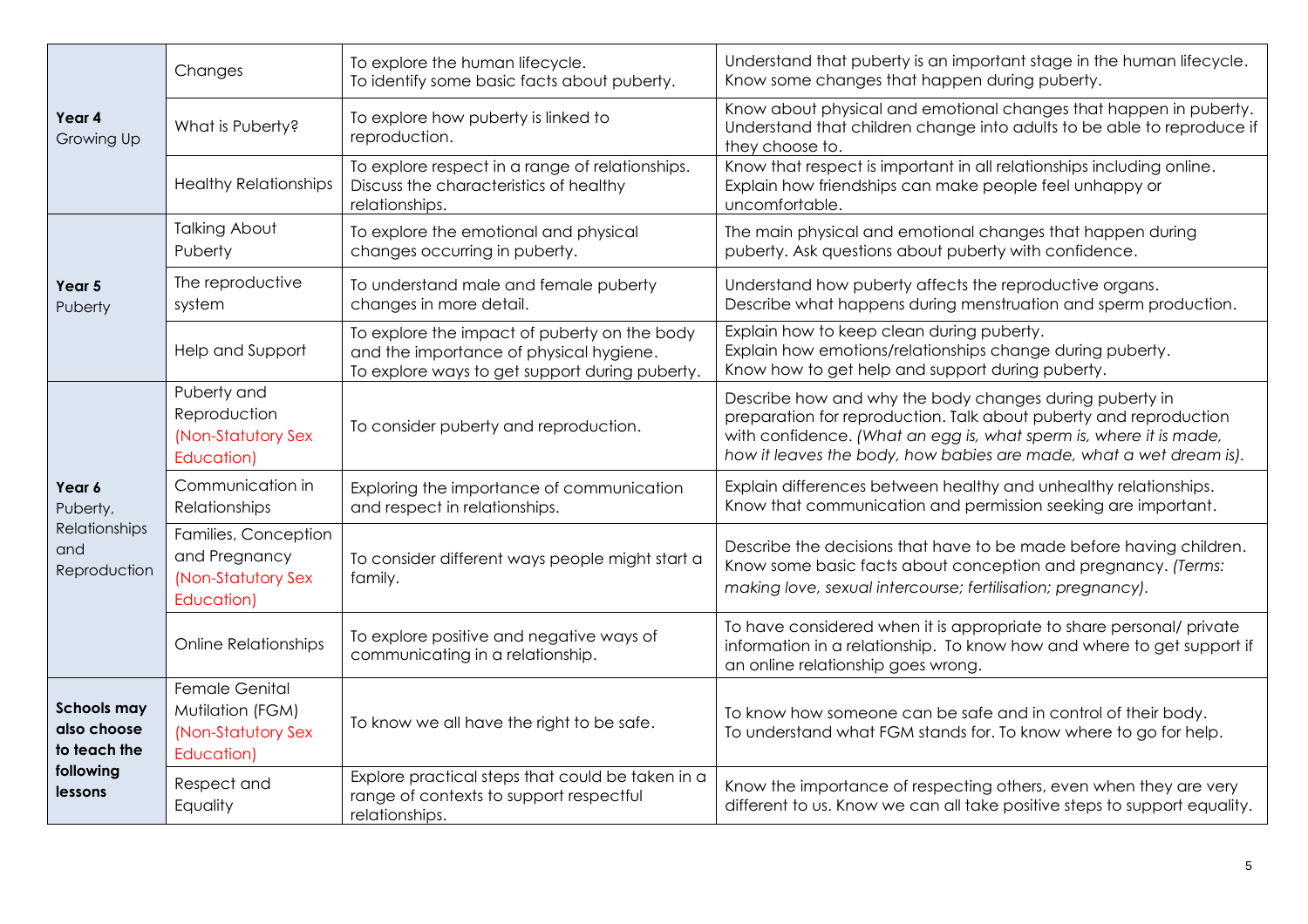| | | | |
|---|---|---|---|
| **Year 4** Growing Up | Changes | To explore the human lifecycle. To identify some basic facts about puberty. | Understand that puberty is an important stage in the human lifecycle. Know some changes that happen during puberty. |
| | What is Puberty? | To explore how puberty is linked to reproduction. | Know about physical and emotional changes that happen in puberty. Understand that children change into adults to be able to reproduce if they choose to. |
| | Healthy Relationships | To explore respect in a range of relationships. Discuss the characteristics of healthy relationships. | Know that respect is important in all relationships including online. Explain how friendships can make people feel unhappy or uncomfortable. |
| **Year 5** Puberty | Talking About Puberty | To explore the emotional and physical changes occurring in puberty. | The main physical and emotional changes that happen during puberty. Ask questions about puberty with confidence. |
| | The reproductive system | To understand male and female puberty changes in more detail. | Understand how puberty affects the reproductive organs. Describe what happens during menstruation and sperm production. |
| | Help and Support | To explore the impact of puberty on the body and the importance of physical hygiene. To explore ways to get support during puberty. | Explain how to keep clean during puberty. Explain how emotions/relationships change during puberty. Know how to get help and support during puberty. |
| **Year 6** Puberty, Relationships and Reproduction | Puberty and Reproduction (Non-Statutory Sex Education) | To consider puberty and reproduction. | Describe how and why the body changes during puberty in preparation for reproduction. Talk about puberty and reproduction with confidence. *(What an egg is, what sperm is, where it is made, how it leaves the body, how babies are made, what a wet dream is).* |
| | Communication in Relationships | Exploring the importance of communication and respect in relationships. | Explain differences between healthy and unhealthy relationships. Know that communication and permission seeking are important. |
| | Families, Conception and Pregnancy (Non-Statutory Sex Education) | To consider different ways people might start a family. | Describe the decisions that have to be made before having children. Know some basic facts about conception and pregnancy. *(Terms: making love, sexual intercourse; fertilisation; pregnancy).* |
| | Online Relationships | To explore positive and negative ways of communicating in a relationship. | To have considered when it is appropriate to share personal/ private information in a relationship. To know how and where to get support if an online relationship goes wrong. |
| **Schools may also choose to teach the following lessons** | Female Genital Mutilation (FGM) (Non-Statutory Sex Education) | To know we all have the right to be safe. | To know how someone can be safe and in control of their body. To understand what FGM stands for. To know where to go for help. |
| | Respect and Equality | Explore practical steps that could be taken in a range of contexts to support respectful relationships. | Know the importance of respecting others, even when they are very different to us. Know we can all take positive steps to support equality. |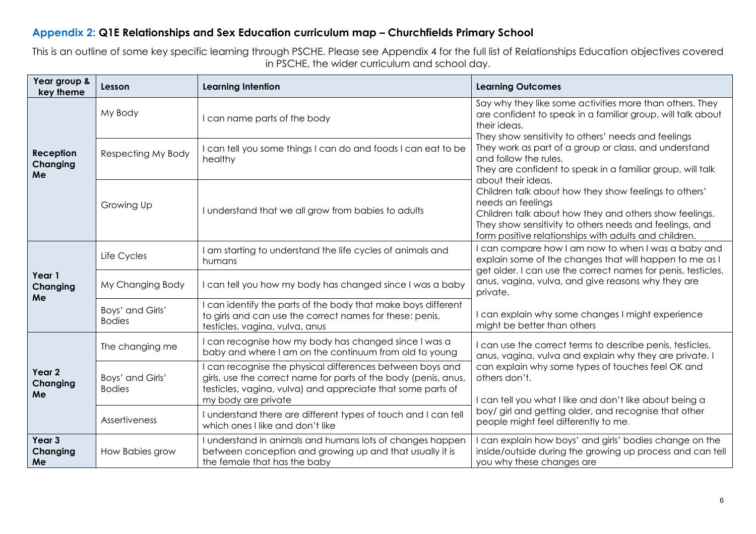## Appendix 2: **Q1E Relationships and Sex Education curriculum map – Churchfields Primary School**

This is an outline of some key specific learning through PSCHE. Please see Appendix 4 for the full list of Relationships Education objectives covered in PSCHE, the wider curriculum and school day.

| Year group & key theme | Lesson | Learning Intention | Learning Outcomes |
|---|---|---|---|
| **Reception Changing Me** | My Body | I can name parts of the body | Say why they like some activities more than others. They are confident to speak in a familiar group, will talk about their ideas.<br>They show sensitivity to others' needs and feelings<br>They work as part of a group or class, and understand and follow the rules.<br>They are confident to speak in a familiar group, will talk about their ideas.<br>Children talk about how they show feelings to others' needs an feelings<br>Children talk about how they and others show feelings. They show sensitivity to others needs and feelings, and form positive relationships with adults and children. |
| | Respecting My Body | I can tell you some things I can do and foods I can eat to be healthy | |
| | Growing Up | I understand that we all grow from babies to adults | |
| **Year 1 Changing Me** | Life Cycles | I am starting to understand the life cycles of animals and humans | I can compare how I am now to when I was a baby and explain some of the changes that will happen to me as I get older. I can use the correct names for penis, testicles, anus, vagina, vulva, and give reasons why they are private.<br><br>I can explain why some changes I might experience might be better than others |
| | My Changing Body | I can tell you how my body has changed since I was a baby | |
| | Boys' and Girls' Bodies | I can identify the parts of the body that make boys different to girls and can use the correct names for these: penis, testicles, vagina, vulva, anus | |
| **Year 2 Changing Me** | The changing me | I can recognise how my body has changed since I was a baby and where I am on the continuum from old to young | I can use the correct terms to describe penis, testicles, anus, vagina, vulva and explain why they are private. I can explain why some types of touches feel OK and others don't.<br><br>I can tell you what I like and don't like about being a boy/ girl and getting older, and recognise that other people might feel differently to me. |
| | Boys' and Girls' Bodies | I can recognise the physical differences between boys and girls, use the correct name for parts of the body (penis, anus, testicles, vagina, vulva) and appreciate that some parts of my body are private | |
| | Assertiveness | I understand there are different types of touch and I can tell which ones I like and don't like | |
| **Year 3 Changing Me** | How Babies grow | I understand in animals and humans lots of changes happen between conception and growing up and that usually it is the female that has the baby | I can explain how boys' and girls' bodies change on the inside/outside during the growing up process and can tell you why these changes are |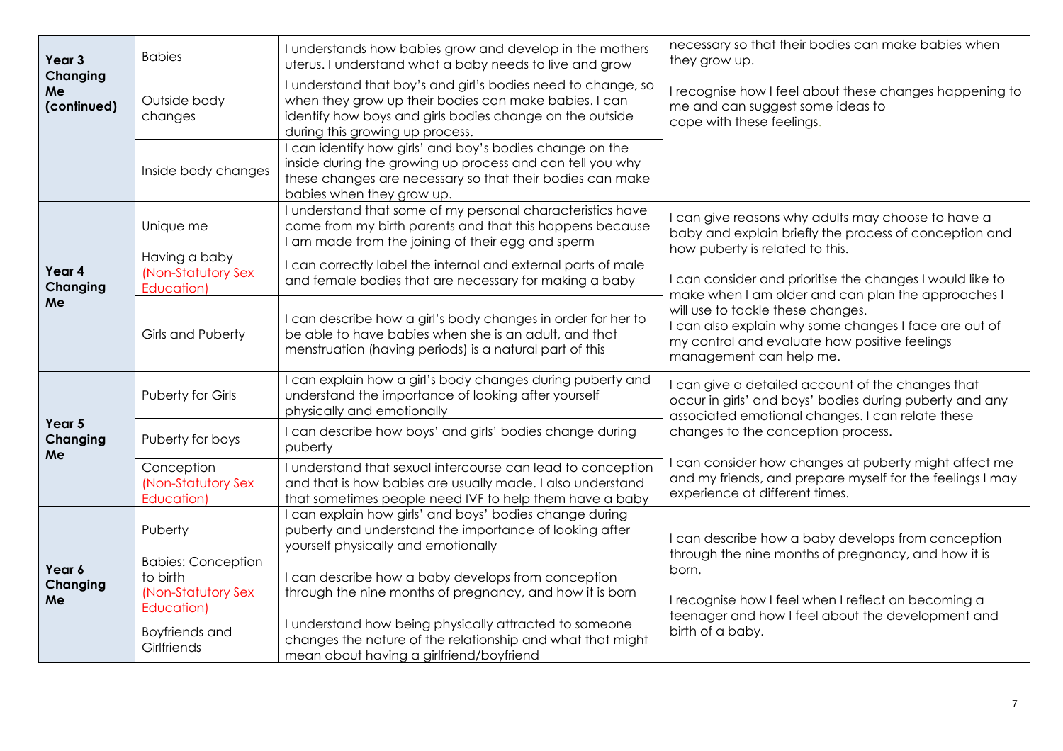| | | | |
|---|---|---|---|
| **Year 3 Changing Me (continued)** | Babies | I understands how babies grow and develop in the mothers uterus. I understand what a baby needs to live and grow | necessary so that their bodies can make babies when they grow up.<br><br>I recognise how I feel about these changes happening to me and can suggest some ideas to cope with these feelings. |
| | Outside body changes | I understand that boy's and girl's bodies need to change, so when they grow up their bodies can make babies. I can identify how boys and girls bodies change on the outside during this growing up process. | |
| | Inside body changes | I can identify how girls' and boy's bodies change on the inside during the growing up process and can tell you why these changes are necessary so that their bodies can make babies when they grow up. | |
| **Year 4 Changing Me** | Unique me | I understand that some of my personal characteristics have come from my birth parents and that this happens because I am made from the joining of their egg and sperm | I can give reasons why adults may choose to have a baby and explain briefly the process of conception and how puberty is related to this.<br><br>I can consider and prioritise the changes I would like to make when I am older and can plan the approaches I will use to tackle these changes.<br>I can also explain why some changes I face are out of my control and evaluate how positive feelings management can help me. |
| | Having a baby (Non-Statutory Sex Education) | I can correctly label the internal and external parts of male and female bodies that are necessary for making a baby | |
| | Girls and Puberty | I can describe how a girl's body changes in order for her to be able to have babies when she is an adult, and that menstruation (having periods) is a natural part of this | |
| **Year 5 Changing Me** | Puberty for Girls | I can explain how a girl's body changes during puberty and understand the importance of looking after yourself physically and emotionally | I can give a detailed account of the changes that occur in girls' and boys' bodies during puberty and any associated emotional changes. I can relate these changes to the conception process.<br><br>I can consider how changes at puberty might affect me and my friends, and prepare myself for the feelings I may experience at different times. |
| | Puberty for boys | I can describe how boys' and girls' bodies change during puberty | |
| | Conception (Non-Statutory Sex Education) | I understand that sexual intercourse can lead to conception and that is how babies are usually made. I also understand that sometimes people need IVF to help them have a baby | |
| **Year 6 Changing Me** | Puberty | I can explain how girls' and boys' bodies change during puberty and understand the importance of looking after yourself physically and emotionally | I can describe how a baby develops from conception through the nine months of pregnancy, and how it is born.<br><br>I recognise how I feel when I reflect on becoming a teenager and how I feel about the development and birth of a baby. |
| | Babies: Conception to birth (Non-Statutory Sex Education) | I can describe how a baby develops from conception through the nine months of pregnancy, and how it is born | |
| | Boyfriends and Girlfriends | I understand how being physically attracted to someone changes the nature of the relationship and what that might mean about having a girlfriend/boyfriend | |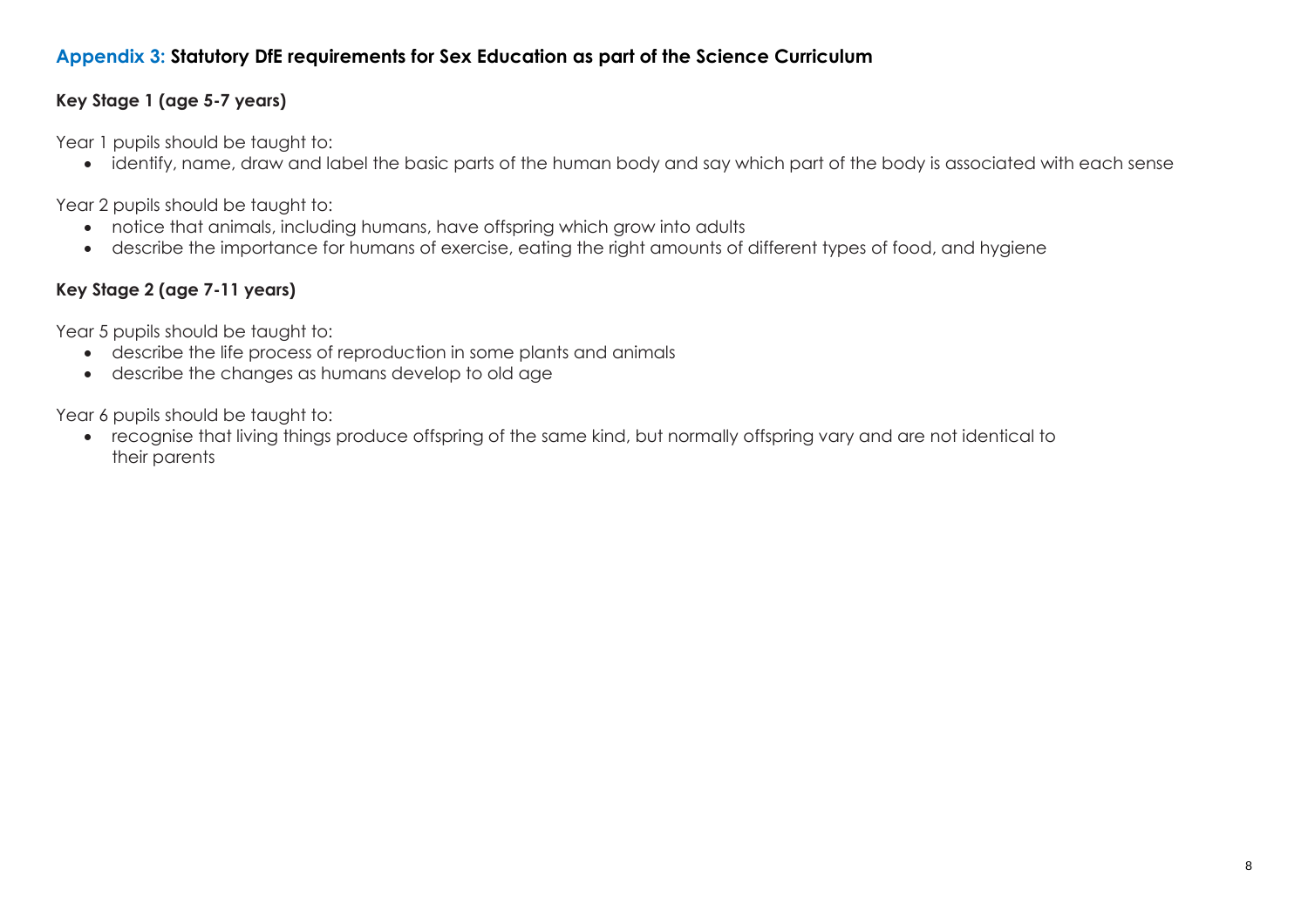## Appendix 3: Statutory DfE requirements for Sex Education as part of the Science Curriculum

### Key Stage 1 (age 5-7 years)

Year 1 pupils should be taught to:

- identify, name, draw and label the basic parts of the human body and say which part of the body is associated with each sense

Year 2 pupils should be taught to:

- notice that animals, including humans, have offspring which grow into adults
- describe the importance for humans of exercise, eating the right amounts of different types of food, and hygiene

### Key Stage 2 (age 7-11 years)

Year 5 pupils should be taught to:

- describe the life process of reproduction in some plants and animals
- describe the changes as humans develop to old age

Year 6 pupils should be taught to:

- recognise that living things produce offspring of the same kind, but normally offspring vary and are not identical to their parents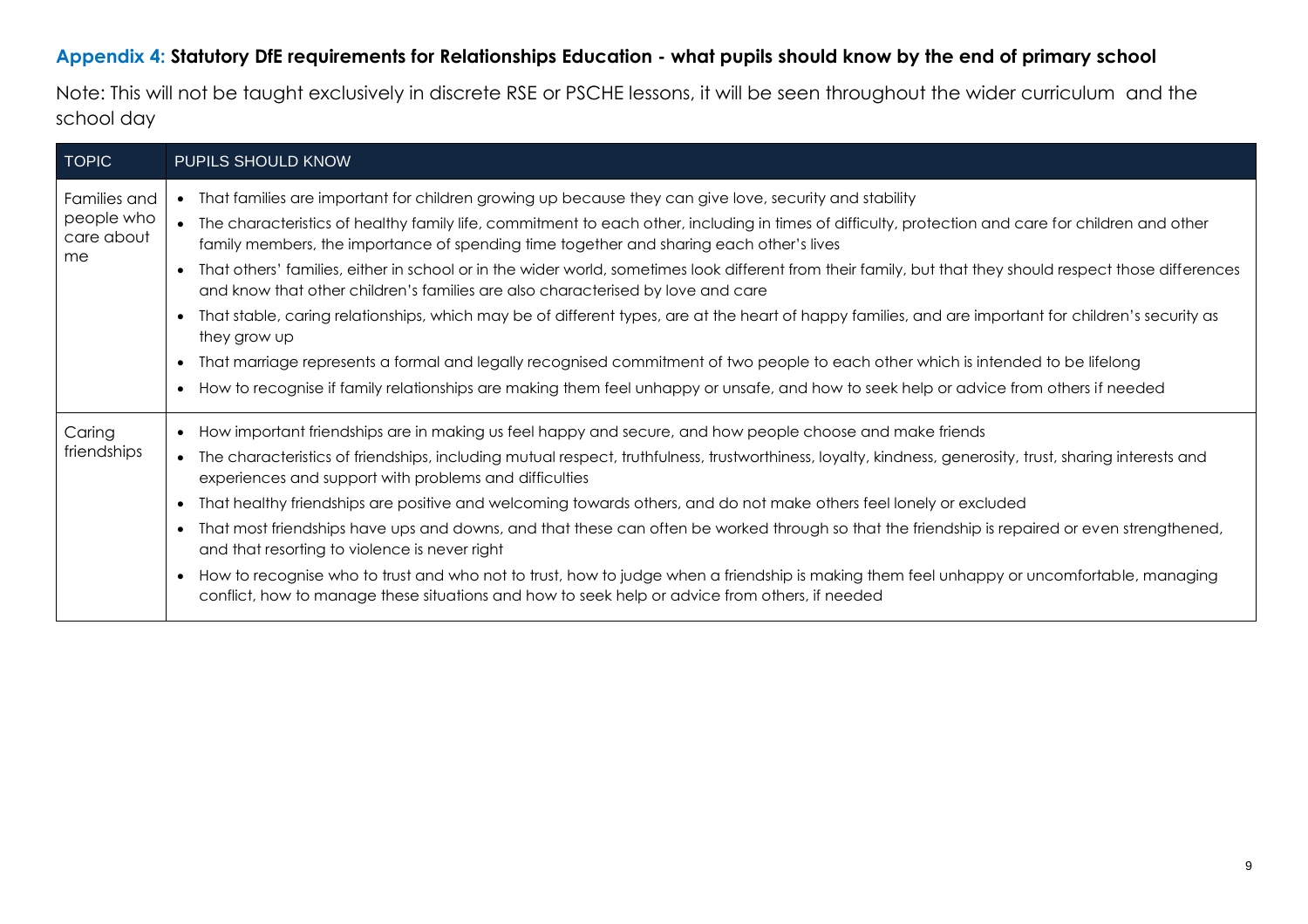## Appendix 4: Statutory DfE requirements for Relationships Education - what pupils should know by the end of primary school

Note: This will not be taught exclusively in discrete RSE or PSCHE lessons, it will be seen throughout the wider curriculum and the school day

| TOPIC | PUPILS SHOULD KNOW |
|---|---|
| Families and people who care about me | • That families are important for children growing up because they can give love, security and stability<br>• The characteristics of healthy family life, commitment to each other, including in times of difficulty, protection and care for children and other family members, the importance of spending time together and sharing each other's lives<br>• That others' families, either in school or in the wider world, sometimes look different from their family, but that they should respect those differences and know that other children's families are also characterised by love and care<br>• That stable, caring relationships, which may be of different types, are at the heart of happy families, and are important for children's security as they grow up<br>• That marriage represents a formal and legally recognised commitment of two people to each other which is intended to be lifelong<br>• How to recognise if family relationships are making them feel unhappy or unsafe, and how to seek help or advice from others if needed |
| Caring friendships | • How important friendships are in making us feel happy and secure, and how people choose and make friends<br>• The characteristics of friendships, including mutual respect, truthfulness, trustworthiness, loyalty, kindness, generosity, trust, sharing interests and experiences and support with problems and difficulties<br>• That healthy friendships are positive and welcoming towards others, and do not make others feel lonely or excluded<br>• That most friendships have ups and downs, and that these can often be worked through so that the friendship is repaired or even strengthened, and that resorting to violence is never right<br>• How to recognise who to trust and who not to trust, how to judge when a friendship is making them feel unhappy or uncomfortable, managing conflict, how to manage these situations and how to seek help or advice from others, if needed |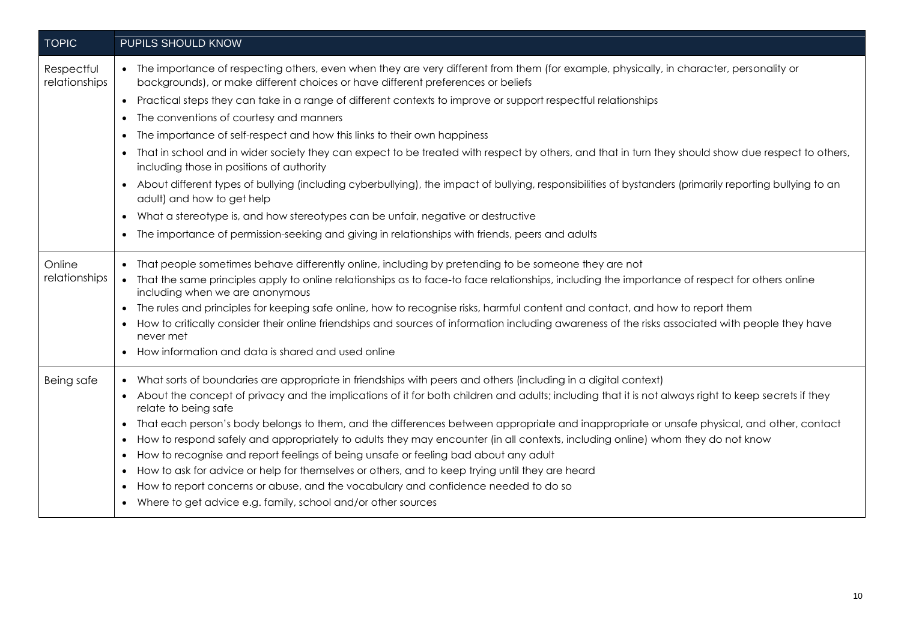| TOPIC | PUPILS SHOULD KNOW |
| --- | --- |
| Respectful relationships | • The importance of respecting others, even when they are very different from them (for example, physically, in character, personality or backgrounds), or make different choices or have different preferences or beliefs<br>• Practical steps they can take in a range of different contexts to improve or support respectful relationships<br>• The conventions of courtesy and manners<br>• The importance of self-respect and how this links to their own happiness<br>• That in school and in wider society they can expect to be treated with respect by others, and that in turn they should show due respect to others, including those in positions of authority<br>• About different types of bullying (including cyberbullying), the impact of bullying, responsibilities of bystanders (primarily reporting bullying to an adult) and how to get help<br>• What a stereotype is, and how stereotypes can be unfair, negative or destructive<br>• The importance of permission-seeking and giving in relationships with friends, peers and adults |
| Online relationships | • That people sometimes behave differently online, including by pretending to be someone they are not<br>• That the same principles apply to online relationships as to face-to face relationships, including the importance of respect for others online including when we are anonymous<br>• The rules and principles for keeping safe online, how to recognise risks, harmful content and contact, and how to report them<br>• How to critically consider their online friendships and sources of information including awareness of the risks associated with people they have never met<br>• How information and data is shared and used online |
| Being safe | • What sorts of boundaries are appropriate in friendships with peers and others (including in a digital context)<br>• About the concept of privacy and the implications of it for both children and adults; including that it is not always right to keep secrets if they relate to being safe<br>• That each person's body belongs to them, and the differences between appropriate and inappropriate or unsafe physical, and other, contact<br>• How to respond safely and appropriately to adults they may encounter (in all contexts, including online) whom they do not know<br>• How to recognise and report feelings of being unsafe or feeling bad about any adult<br>• How to ask for advice or help for themselves or others, and to keep trying until they are heard<br>• How to report concerns or abuse, and the vocabulary and confidence needed to do so<br>• Where to get advice e.g. family, school and/or other sources |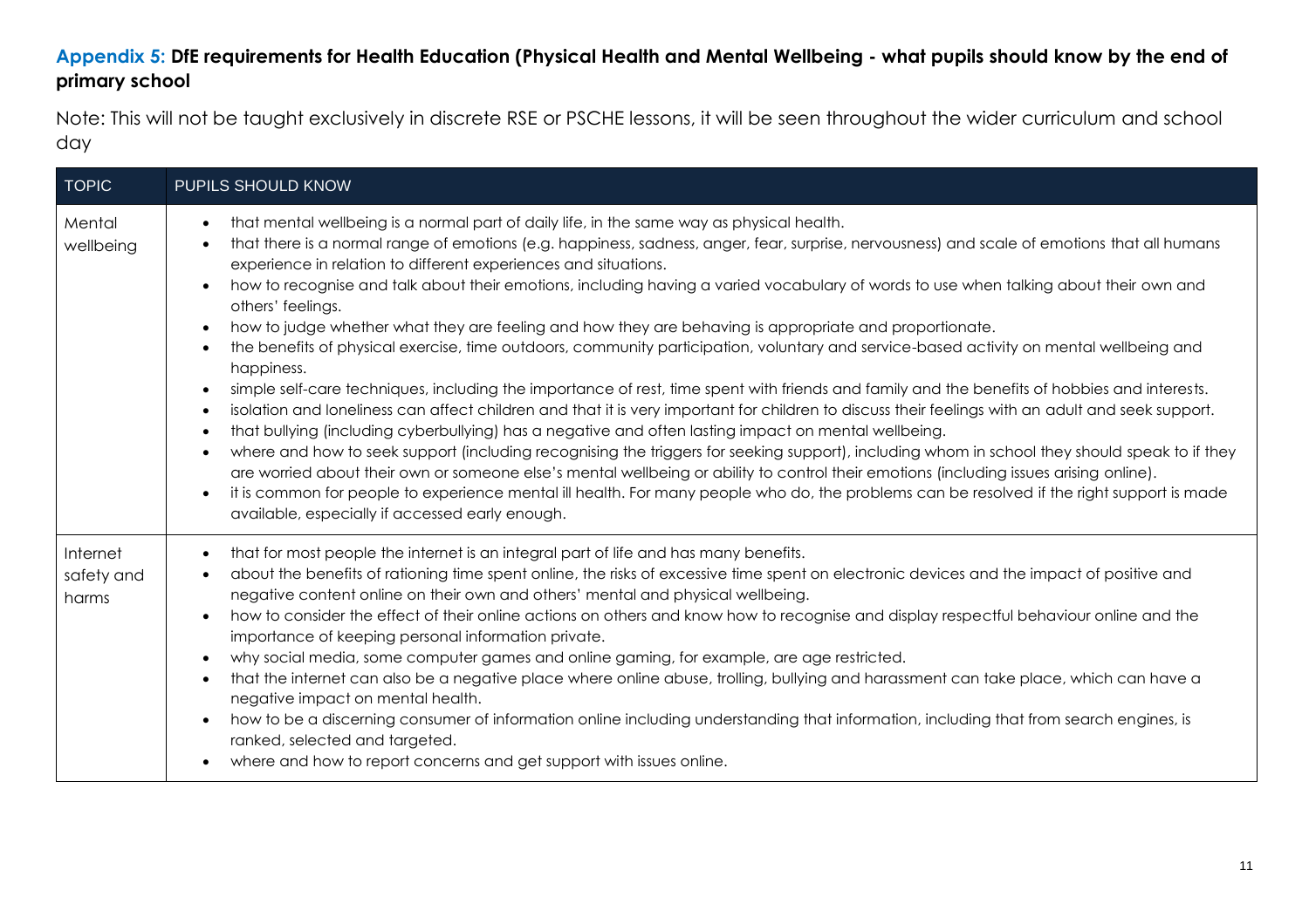## Appendix 5: DfE requirements for Health Education (Physical Health and Mental Wellbeing - what pupils should know by the end of primary school

Note: This will not be taught exclusively in discrete RSE or PSCHE lessons, it will be seen throughout the wider curriculum and school day

| TOPIC | PUPILS SHOULD KNOW |
| --- | --- |
| Mental wellbeing | • that mental wellbeing is a normal part of daily life, in the same way as physical health.<br>• that there is a normal range of emotions (e.g. happiness, sadness, anger, fear, surprise, nervousness) and scale of emotions that all humans experience in relation to different experiences and situations.<br>• how to recognise and talk about their emotions, including having a varied vocabulary of words to use when talking about their own and others' feelings.<br>• how to judge whether what they are feeling and how they are behaving is appropriate and proportionate.<br>• the benefits of physical exercise, time outdoors, community participation, voluntary and service-based activity on mental wellbeing and happiness.<br>• simple self-care techniques, including the importance of rest, time spent with friends and family and the benefits of hobbies and interests.<br>• isolation and loneliness can affect children and that it is very important for children to discuss their feelings with an adult and seek support.<br>• that bullying (including cyberbullying) has a negative and often lasting impact on mental wellbeing.<br>• where and how to seek support (including recognising the triggers for seeking support), including whom in school they should speak to if they are worried about their own or someone else's mental wellbeing or ability to control their emotions (including issues arising online).<br>• it is common for people to experience mental ill health. For many people who do, the problems can be resolved if the right support is made available, especially if accessed early enough. |
| Internet safety and harms | • that for most people the internet is an integral part of life and has many benefits.<br>• about the benefits of rationing time spent online, the risks of excessive time spent on electronic devices and the impact of positive and negative content online on their own and others' mental and physical wellbeing.<br>• how to consider the effect of their online actions on others and know how to recognise and display respectful behaviour online and the importance of keeping personal information private.<br>• why social media, some computer games and online gaming, for example, are age restricted.<br>• that the internet can also be a negative place where online abuse, trolling, bullying and harassment can take place, which can have a negative impact on mental health.<br>• how to be a discerning consumer of information online including understanding that information, including that from search engines, is ranked, selected and targeted.<br>• where and how to report concerns and get support with issues online. |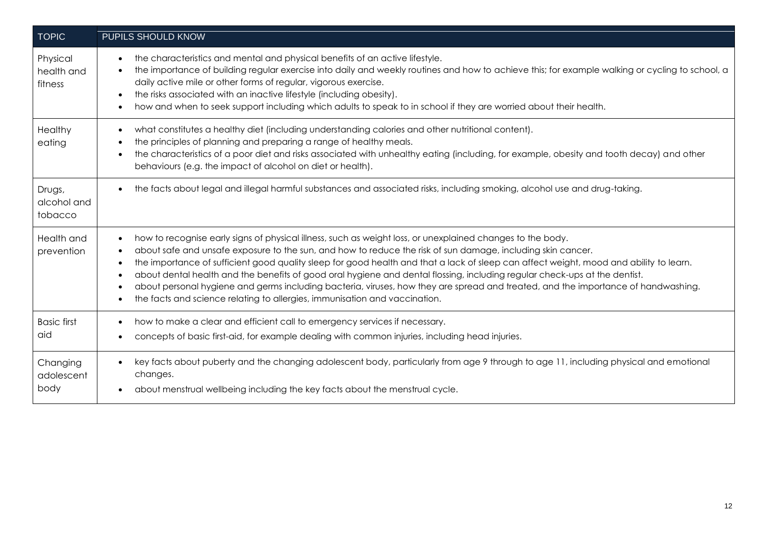| TOPIC | PUPILS SHOULD KNOW |
|---|---|
| Physical health and fitness | • the characteristics and mental and physical benefits of an active lifestyle.<br>• the importance of building regular exercise into daily and weekly routines and how to achieve this; for example walking or cycling to school, a daily active mile or other forms of regular, vigorous exercise.<br>• the risks associated with an inactive lifestyle (including obesity).<br>• how and when to seek support including which adults to speak to in school if they are worried about their health. |
| Healthy eating | • what constitutes a healthy diet (including understanding calories and other nutritional content).<br>• the principles of planning and preparing a range of healthy meals.<br>• the characteristics of a poor diet and risks associated with unhealthy eating (including, for example, obesity and tooth decay) and other behaviours (e.g. the impact of alcohol on diet or health). |
| Drugs, alcohol and tobacco | • the facts about legal and illegal harmful substances and associated risks, including smoking, alcohol use and drug-taking. |
| Health and prevention | • how to recognise early signs of physical illness, such as weight loss, or unexplained changes to the body.<br>• about safe and unsafe exposure to the sun, and how to reduce the risk of sun damage, including skin cancer.<br>• the importance of sufficient good quality sleep for good health and that a lack of sleep can affect weight, mood and ability to learn.<br>• about dental health and the benefits of good oral hygiene and dental flossing, including regular check-ups at the dentist.<br>• about personal hygiene and germs including bacteria, viruses, how they are spread and treated, and the importance of handwashing.<br>• the facts and science relating to allergies, immunisation and vaccination. |
| Basic first aid | • how to make a clear and efficient call to emergency services if necessary.<br>• concepts of basic first-aid, for example dealing with common injuries, including head injuries. |
| Changing adolescent body | • key facts about puberty and the changing adolescent body, particularly from age 9 through to age 11, including physical and emotional changes.<br>• about menstrual wellbeing including the key facts about the menstrual cycle. |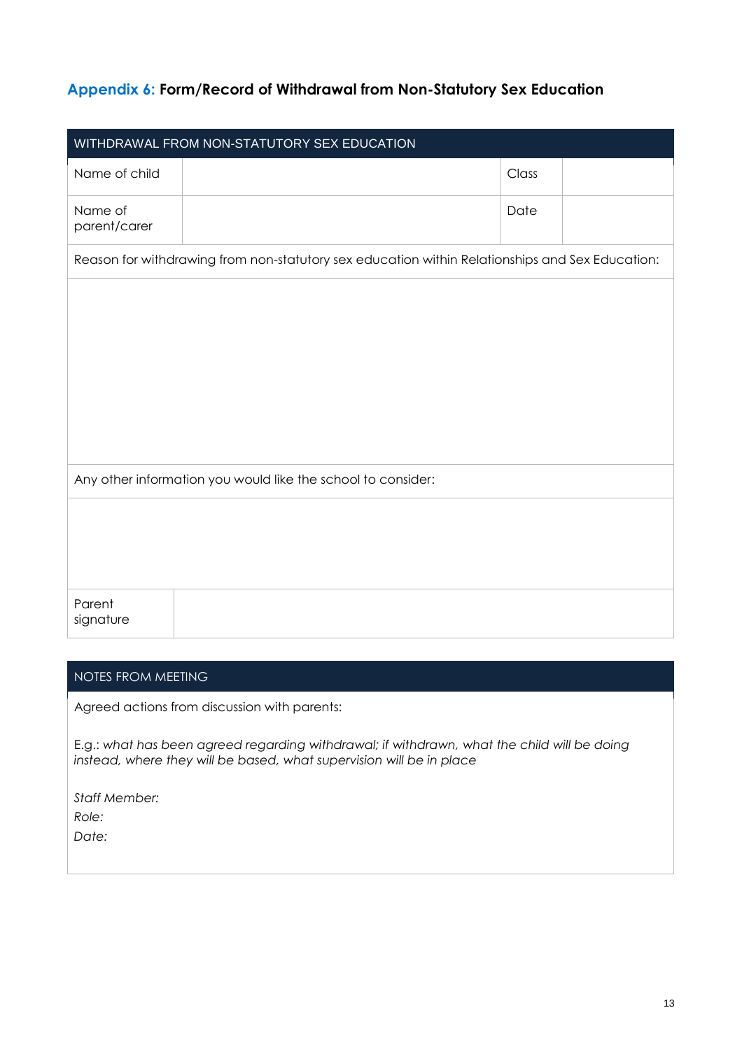## **Appendix 6:** Form/Record of Withdrawal from Non-Statutory Sex Education

| WITHDRAWAL FROM NON-STATUTORY SEX EDUCATION | | | |
|---|---|---|---|
| Name of child | | Class | |
| Name of parent/carer | | Date | |
| Reason for withdrawing from non-statutory sex education within Relationships and Sex Education: | | | |
| | | | |
| Any other information you would like the school to consider: | | | |
| | | | |
| Parent signature | | | |

| NOTES FROM MEETING |
|---|
| Agreed actions from discussion with parents:<br><br>E.g.: *what has been agreed regarding withdrawal; if withdrawn, what the child will be doing instead, where they will be based, what supervision will be in place*<br><br>*Staff Member:*<br>*Role:*<br>*Date:* |